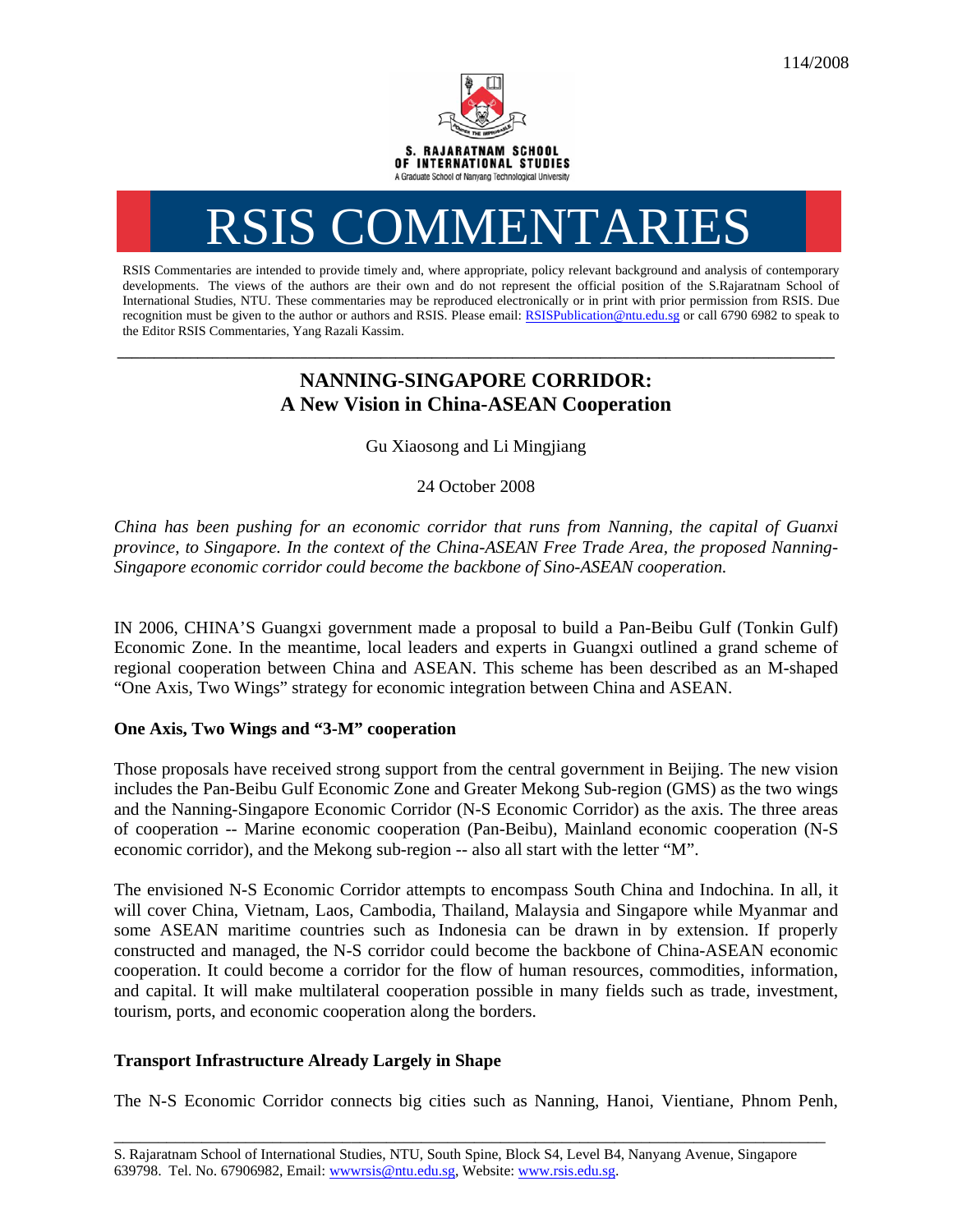114/2008

S. RAJARATNAM SCHOOL OF INTERNATIONAL STUDIES
A Graduate School of Nanyang Technological University

# RSIS COMMENTARIES

RSIS Commentaries are intended to provide timely and, where appropriate, policy relevant background and analysis of contemporary developments. The views of the authors are their own and do not represent the official position of the S.Rajaratnam School of International Studies, NTU. These commentaries may be reproduced electronically or in print with prior permission from RSIS. Due recognition must be given to the author or authors and RSIS. Please email: RSISPublication@ntu.edu.sg or call 6790 6982 to speak to the Editor RSIS Commentaries, Yang Razali Kassim.

---

## NANNING-SINGAPORE CORRIDOR: A New Vision in China-ASEAN Cooperation

Gu Xiaosong and Li Mingjiang

24 October 2008

*China has been pushing for an economic corridor that runs from Nanning, the capital of Guanxi province, to Singapore. In the context of the China-ASEAN Free Trade Area, the proposed Nanning-Singapore economic corridor could become the backbone of Sino-ASEAN cooperation.*

IN 2006, CHINA'S Guangxi government made a proposal to build a Pan-Beibu Gulf (Tonkin Gulf) Economic Zone. In the meantime, local leaders and experts in Guangxi outlined a grand scheme of regional cooperation between China and ASEAN. This scheme has been described as an M-shaped "One Axis, Two Wings" strategy for economic integration between China and ASEAN.

### One Axis, Two Wings and "3-M" cooperation

Those proposals have received strong support from the central government in Beijing. The new vision includes the Pan-Beibu Gulf Economic Zone and Greater Mekong Sub-region (GMS) as the two wings and the Nanning-Singapore Economic Corridor (N-S Economic Corridor) as the axis. The three areas of cooperation -- Marine economic cooperation (Pan-Beibu), Mainland economic cooperation (N-S economic corridor), and the Mekong sub-region -- also all start with the letter "M".

The envisioned N-S Economic Corridor attempts to encompass South China and Indochina. In all, it will cover China, Vietnam, Laos, Cambodia, Thailand, Malaysia and Singapore while Myanmar and some ASEAN maritime countries such as Indonesia can be drawn in by extension. If properly constructed and managed, the N-S corridor could become the backbone of China-ASEAN economic cooperation. It could become a corridor for the flow of human resources, commodities, information, and capital. It will make multilateral cooperation possible in many fields such as trade, investment, tourism, ports, and economic cooperation along the borders.

### Transport Infrastructure Already Largely in Shape

The N-S Economic Corridor connects big cities such as Nanning, Hanoi, Vientiane, Phnom Penh,

---

S. Rajaratnam School of International Studies, NTU, South Spine, Block S4, Level B4, Nanyang Avenue, Singapore 639798. Tel. No. 67906982, Email: wwwrsis@ntu.edu.sg, Website: www.rsis.edu.sg.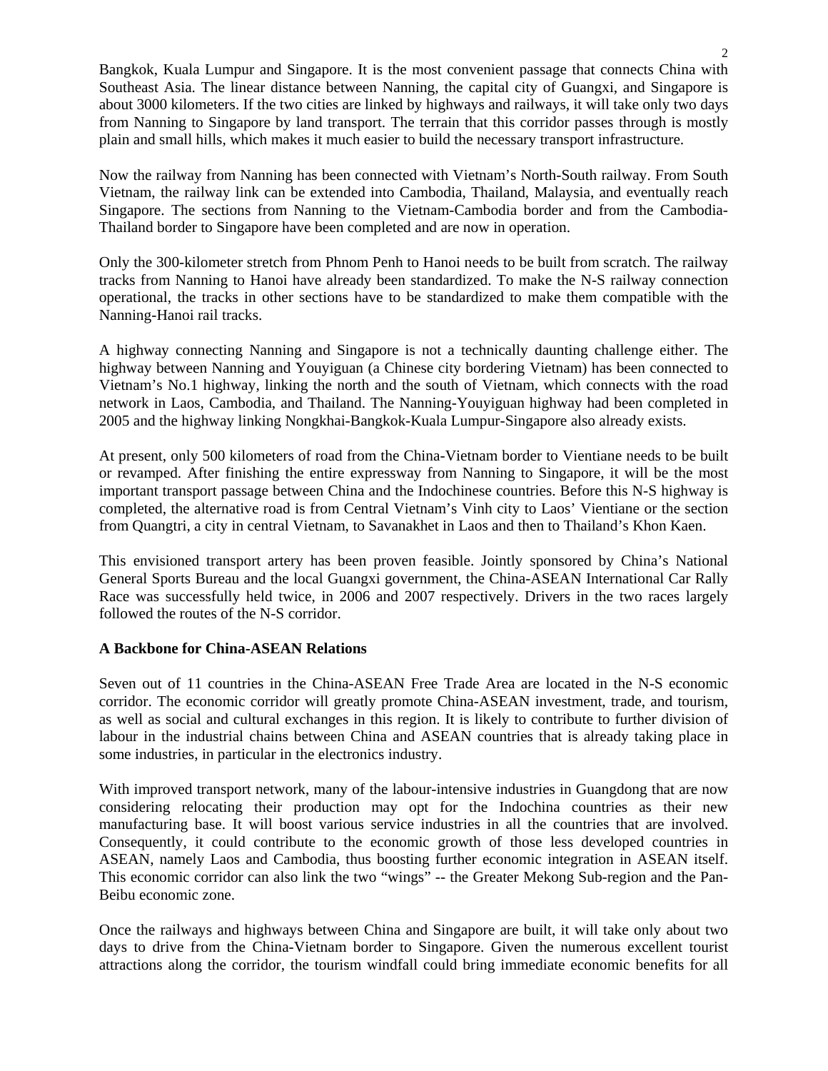Bangkok, Kuala Lumpur and Singapore. It is the most convenient passage that connects China with Southeast Asia. The linear distance between Nanning, the capital city of Guangxi, and Singapore is about 3000 kilometers. If the two cities are linked by highways and railways, it will take only two days from Nanning to Singapore by land transport. The terrain that this corridor passes through is mostly plain and small hills, which makes it much easier to build the necessary transport infrastructure.

Now the railway from Nanning has been connected with Vietnam's North-South railway. From South Vietnam, the railway link can be extended into Cambodia, Thailand, Malaysia, and eventually reach Singapore. The sections from Nanning to the Vietnam-Cambodia border and from the Cambodia-Thailand border to Singapore have been completed and are now in operation.

Only the 300-kilometer stretch from Phnom Penh to Hanoi needs to be built from scratch. The railway tracks from Nanning to Hanoi have already been standardized. To make the N-S railway connection operational, the tracks in other sections have to be standardized to make them compatible with the Nanning-Hanoi rail tracks.

A highway connecting Nanning and Singapore is not a technically daunting challenge either. The highway between Nanning and Youyiguan (a Chinese city bordering Vietnam) has been connected to Vietnam's No.1 highway, linking the north and the south of Vietnam, which connects with the road network in Laos, Cambodia, and Thailand. The Nanning-Youyiguan highway had been completed in 2005 and the highway linking Nongkhai-Bangkok-Kuala Lumpur-Singapore also already exists.

At present, only 500 kilometers of road from the China-Vietnam border to Vientiane needs to be built or revamped. After finishing the entire expressway from Nanning to Singapore, it will be the most important transport passage between China and the Indochinese countries. Before this N-S highway is completed, the alternative road is from Central Vietnam's Vinh city to Laos' Vientiane or the section from Quangtri, a city in central Vietnam, to Savanakhet in Laos and then to Thailand's Khon Kaen.

This envisioned transport artery has been proven feasible. Jointly sponsored by China's National General Sports Bureau and the local Guangxi government, the China-ASEAN International Car Rally Race was successfully held twice, in 2006 and 2007 respectively. Drivers in the two races largely followed the routes of the N-S corridor.

**A Backbone for China-ASEAN Relations**

Seven out of 11 countries in the China-ASEAN Free Trade Area are located in the N-S economic corridor. The economic corridor will greatly promote China-ASEAN investment, trade, and tourism, as well as social and cultural exchanges in this region. It is likely to contribute to further division of labour in the industrial chains between China and ASEAN countries that is already taking place in some industries, in particular in the electronics industry.

With improved transport network, many of the labour-intensive industries in Guangdong that are now considering relocating their production may opt for the Indochina countries as their new manufacturing base. It will boost various service industries in all the countries that are involved. Consequently, it could contribute to the economic growth of those less developed countries in ASEAN, namely Laos and Cambodia, thus boosting further economic integration in ASEAN itself. This economic corridor can also link the two "wings" -- the Greater Mekong Sub-region and the Pan-Beibu economic zone.

Once the railways and highways between China and Singapore are built, it will take only about two days to drive from the China-Vietnam border to Singapore. Given the numerous excellent tourist attractions along the corridor, the tourism windfall could bring immediate economic benefits for all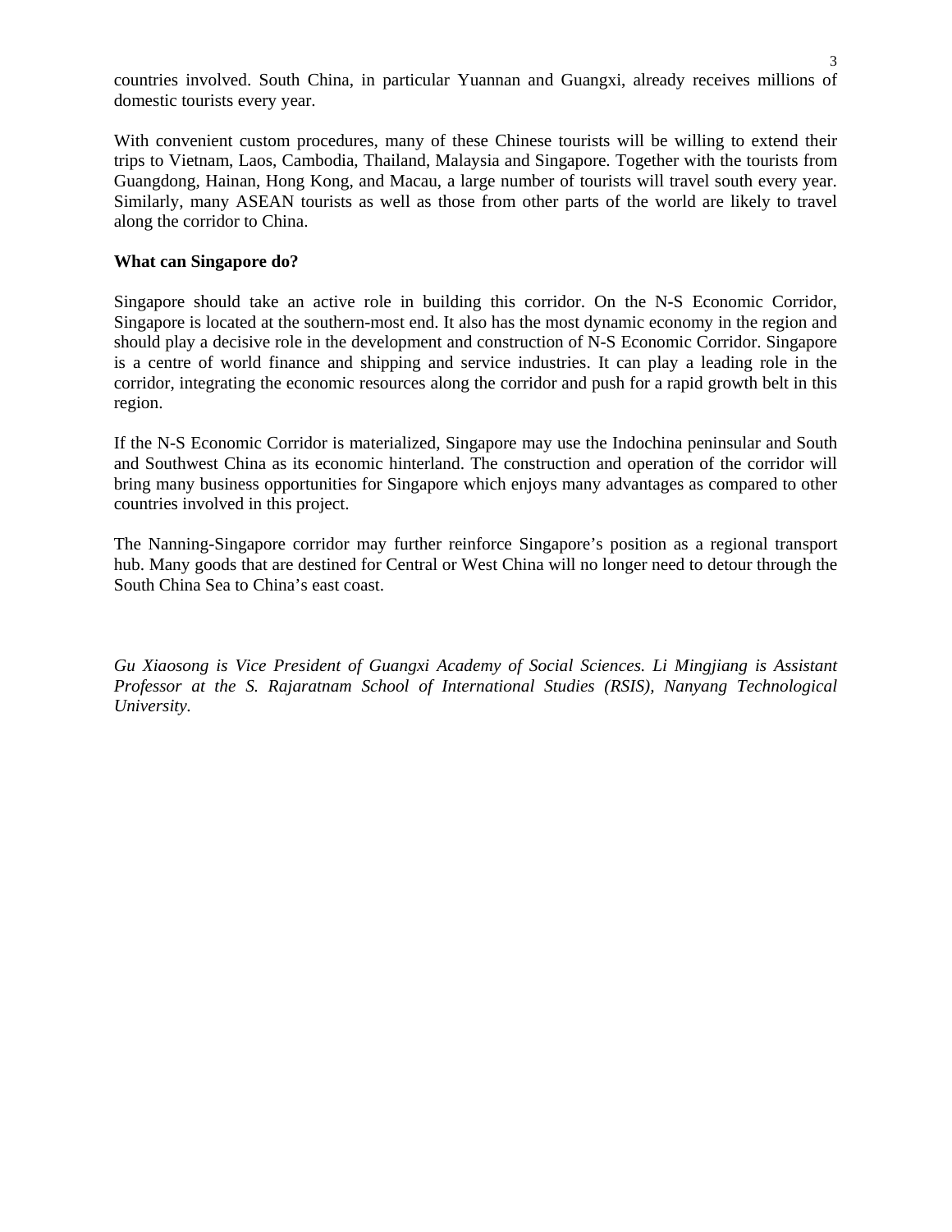countries involved. South China, in particular Yuannan and Guangxi, already receives millions of domestic tourists every year.

With convenient custom procedures, many of these Chinese tourists will be willing to extend their trips to Vietnam, Laos, Cambodia, Thailand, Malaysia and Singapore. Together with the tourists from Guangdong, Hainan, Hong Kong, and Macau, a large number of tourists will travel south every year. Similarly, many ASEAN tourists as well as those from other parts of the world are likely to travel along the corridor to China.

**What can Singapore do?**

Singapore should take an active role in building this corridor. On the N-S Economic Corridor, Singapore is located at the southern-most end. It also has the most dynamic economy in the region and should play a decisive role in the development and construction of N-S Economic Corridor. Singapore is a centre of world finance and shipping and service industries. It can play a leading role in the corridor, integrating the economic resources along the corridor and push for a rapid growth belt in this region.

If the N-S Economic Corridor is materialized, Singapore may use the Indochina peninsular and South and Southwest China as its economic hinterland. The construction and operation of the corridor will bring many business opportunities for Singapore which enjoys many advantages as compared to other countries involved in this project.

The Nanning-Singapore corridor may further reinforce Singapore's position as a regional transport hub. Many goods that are destined for Central or West China will no longer need to detour through the South China Sea to China's east coast.

*Gu Xiaosong is Vice President of Guangxi Academy of Social Sciences. Li Mingjiang is Assistant Professor at the S. Rajaratnam School of International Studies (RSIS), Nanyang Technological University.*